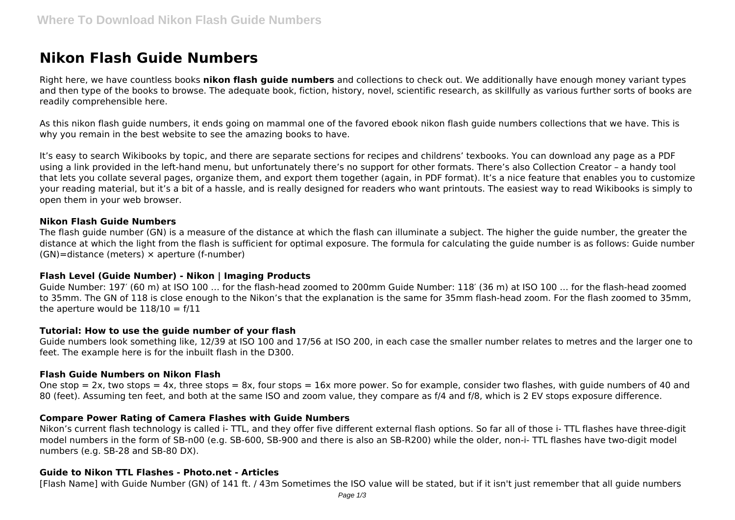# Nikon Flash Guide Numbers

Right here, we have countless books **nikon flash guide numbers** and collections to check out. We additionally have enough money variant types and then type of the books to browse. The adequate book, fiction, history, novel, scientific research, as skillfully as various further sorts of books are readily comprehensible here.

As this nikon flash guide numbers, it ends going on mammal one of the favored ebook nikon flash guide numbers collections that we have. This is why you remain in the best website to see the amazing books to have.

It's easy to search Wikibooks by topic, and there are separate sections for recipes and childrens' texbooks. You can download any page as a PDF using a link provided in the left-hand menu, but unfortunately there's no support for other formats. There's also Collection Creator – a handy tool that lets you collate several pages, organize them, and export them together (again, in PDF format). It's a nice feature that enables you to customize your reading material, but it's a bit of a hassle, and is really designed for readers who want printouts. The easiest way to read Wikibooks is simply to open them in your web browser.

### Nikon Flash Guide Numbers

The flash guide number (GN) is a measure of the distance at which the flash can illuminate a subject. The higher the guide number, the greater the distance at which the light from the flash is sufficient for optimal exposure. The formula for calculating the guide number is as follows: Guide number (GN)=distance (meters) × aperture (f-number)

### Flash Level (Guide Number) - Nikon | Imaging Products

Guide Number: 197′ (60 m) at ISO 100 … for the flash-head zoomed to 200mm Guide Number: 118′ (36 m) at ISO 100 … for the flash-head zoomed to 35mm. The GN of 118 is close enough to the Nikon's that the explanation is the same for 35mm flash-head zoom. For the flash zoomed to 35mm, the aperture would be 118/10 = f/11

### Tutorial: How to use the guide number of your flash

Guide numbers look something like, 12/39 at ISO 100 and 17/56 at ISO 200, in each case the smaller number relates to metres and the larger one to feet. The example here is for the inbuilt flash in the D300.

### Flash Guide Numbers on Nikon Flash

One stop = 2x, two stops = 4x, three stops = 8x, four stops = 16x more power. So for example, consider two flashes, with guide numbers of 40 and 80 (feet). Assuming ten feet, and both at the same ISO and zoom value, they compare as f/4 and f/8, which is 2 EV stops exposure difference.

### Compare Power Rating of Camera Flashes with Guide Numbers

Nikon's current flash technology is called i- TTL, and they offer five different external flash options. So far all of those i- TTL flashes have three-digit model numbers in the form of SB-n00 (e.g. SB-600, SB-900 and there is also an SB-R200) while the older, non-i- TTL flashes have two-digit model numbers (e.g. SB-28 and SB-80 DX).

### Guide to Nikon TTL Flashes - Photo.net - Articles

[Flash Name] with Guide Number (GN) of 141 ft. / 43m Sometimes the ISO value will be stated, but if it isn't just remember that all guide numbers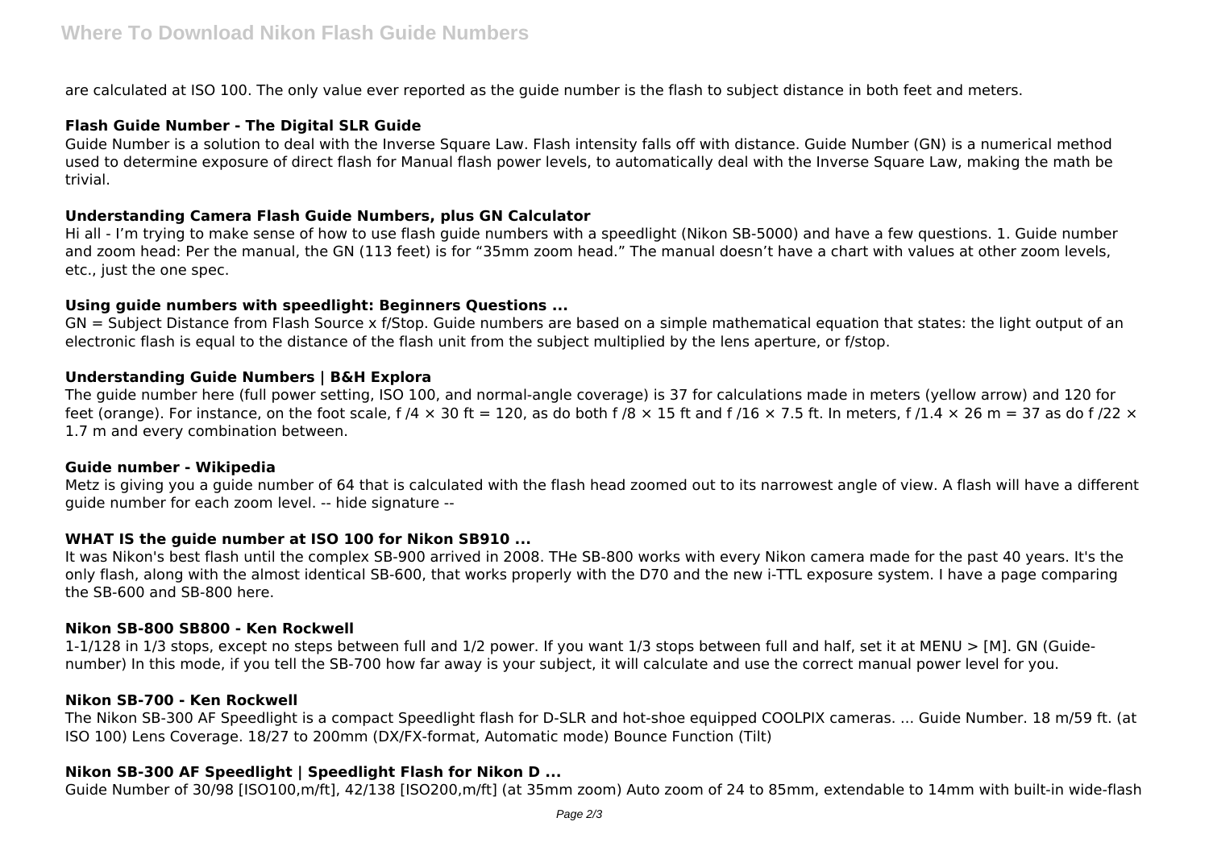are calculated at ISO 100. The only value ever reported as the guide number is the flash to subject distance in both feet and meters.

### Flash Guide Number - The Digital SLR Guide

Guide Number is a solution to deal with the Inverse Square Law. Flash intensity falls off with distance. Guide Number (GN) is a numerical method used to determine exposure of direct flash for Manual flash power levels, to automatically deal with the Inverse Square Law, making the math be trivial.

### Understanding Camera Flash Guide Numbers, plus GN Calculator

Hi all - I'm trying to make sense of how to use flash guide numbers with a speedlight (Nikon SB-5000) and have a few questions. 1. Guide number and zoom head: Per the manual, the GN (113 feet) is for "35mm zoom head." The manual doesn't have a chart with values at other zoom levels, etc., just the one spec.

### Using guide numbers with speedlight: Beginners Questions ...

GN = Subject Distance from Flash Source x f/Stop. Guide numbers are based on a simple mathematical equation that states: the light output of an electronic flash is equal to the distance of the flash unit from the subject multiplied by the lens aperture, or f/stop.

### Understanding Guide Numbers | B&H Explora

The guide number here (full power setting, ISO 100, and normal-angle coverage) is 37 for calculations made in meters (yellow arrow) and 120 for feet (orange). For instance, on the foot scale, f /4 × 30 ft = 120, as do both f /8 × 15 ft and f /16 × 7.5 ft. In meters, f /1.4 × 26 m = 37 as do f /22 × 1.7 m and every combination between.

### Guide number - Wikipedia

Metz is giving you a guide number of 64 that is calculated with the flash head zoomed out to its narrowest angle of view. A flash will have a different guide number for each zoom level. -- hide signature --

### WHAT IS the guide number at ISO 100 for Nikon SB910 ...

It was Nikon's best flash until the complex SB-900 arrived in 2008. THe SB-800 works with every Nikon camera made for the past 40 years. It's the only flash, along with the almost identical SB-600, that works properly with the D70 and the new i-TTL exposure system. I have a page comparing the SB-600 and SB-800 here.

### Nikon SB-800 SB800 - Ken Rockwell

1-1/128 in 1/3 stops, except no steps between full and 1/2 power. If you want 1/3 stops between full and half, set it at MENU > [M]. GN (Guide-number) In this mode, if you tell the SB-700 how far away is your subject, it will calculate and use the correct manual power level for you.

### Nikon SB-700 - Ken Rockwell

The Nikon SB-300 AF Speedlight is a compact Speedlight flash for D-SLR and hot-shoe equipped COOLPIX cameras. ... Guide Number. 18 m/59 ft. (at ISO 100) Lens Coverage. 18/27 to 200mm (DX/FX-format, Automatic mode) Bounce Function (Tilt)

### Nikon SB-300 AF Speedlight | Speedlight Flash for Nikon D ...

Guide Number of 30/98 [ISO100,m/ft], 42/138 [ISO200,m/ft] (at 35mm zoom) Auto zoom of 24 to 85mm, extendable to 14mm with built-in wide-flash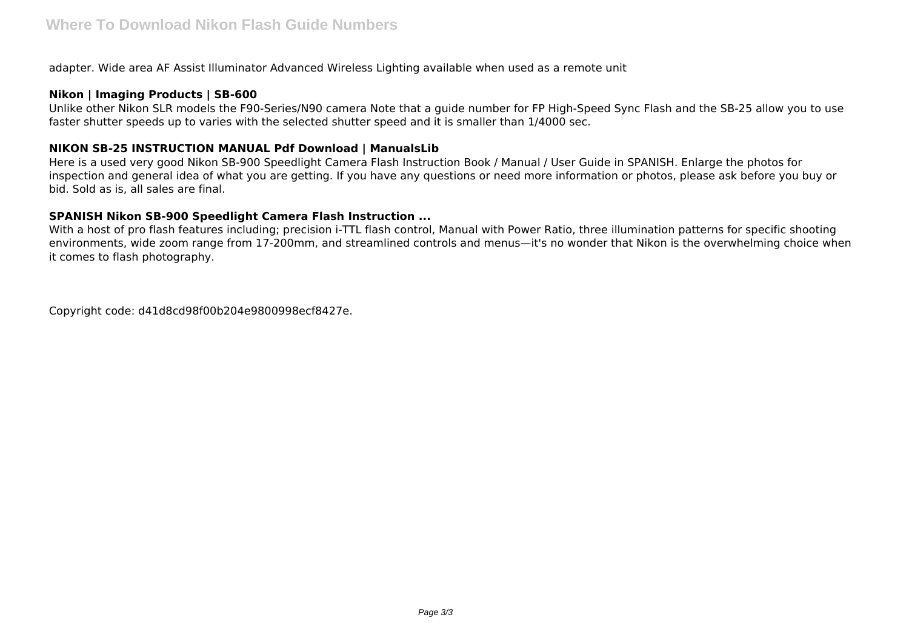adapter. Wide area AF Assist Illuminator Advanced Wireless Lighting available when used as a remote unit

**Nikon | Imaging Products | SB-600**

Unlike other Nikon SLR models the F90-Series/N90 camera Note that a guide number for FP High-Speed Sync Flash and the SB-25 allow you to use faster shutter speeds up to varies with the selected shutter speed and it is smaller than 1/4000 sec.

**NIKON SB-25 INSTRUCTION MANUAL Pdf Download | ManualsLib**

Here is a used very good Nikon SB-900 Speedlight Camera Flash Instruction Book / Manual / User Guide in SPANISH. Enlarge the photos for inspection and general idea of what you are getting. If you have any questions or need more information or photos, please ask before you buy or bid. Sold as is, all sales are final.

**SPANISH Nikon SB-900 Speedlight Camera Flash Instruction ...**

With a host of pro flash features including; precision i-TTL flash control, Manual with Power Ratio, three illumination patterns for specific shooting environments, wide zoom range from 17-200mm, and streamlined controls and menus—it's no wonder that Nikon is the overwhelming choice when it comes to flash photography.

Copyright code: d41d8cd98f00b204e9800998ecf8427e.